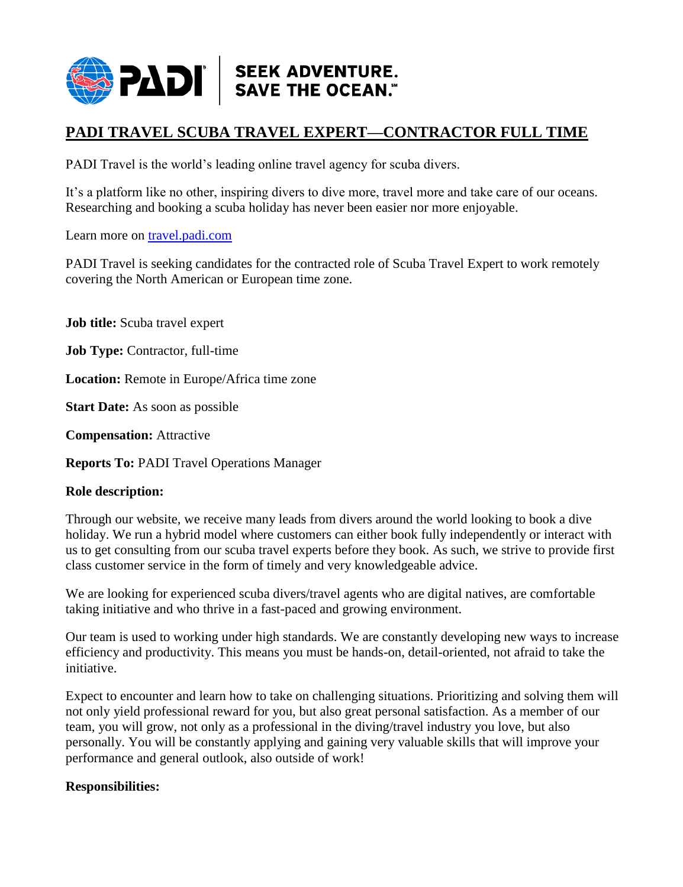PADI | SEEK ADVENTURE. SAVE THE OCEAN.℠

# PADI TRAVEL SCUBA TRAVEL EXPERT—CONTRACTOR FULL TIME

PADI Travel is the world's leading online travel agency for scuba divers.

It's a platform like no other, inspiring divers to dive more, travel more and take care of our oceans. Researching and booking a scuba holiday has never been easier nor more enjoyable.

Learn more on [travel.padi.com](travel.padi.com)

PADI Travel is seeking candidates for the contracted role of Scuba Travel Expert to work remotely covering the North American or European time zone.

**Job title:** Scuba travel expert

**Job Type:** Contractor, full-time

**Location:** Remote in Europe/Africa time zone

**Start Date:** As soon as possible

**Compensation:** Attractive

**Reports To:** PADI Travel Operations Manager

**Role description:**

Through our website, we receive many leads from divers around the world looking to book a dive holiday. We run a hybrid model where customers can either book fully independently or interact with us to get consulting from our scuba travel experts before they book. As such, we strive to provide first class customer service in the form of timely and very knowledgeable advice.

We are looking for experienced scuba divers/travel agents who are digital natives, are comfortable taking initiative and who thrive in a fast-paced and growing environment.

Our team is used to working under high standards. We are constantly developing new ways to increase efficiency and productivity. This means you must be hands-on, detail-oriented, not afraid to take the initiative.

Expect to encounter and learn how to take on challenging situations. Prioritizing and solving them will not only yield professional reward for you, but also great personal satisfaction. As a member of our team, you will grow, not only as a professional in the diving/travel industry you love, but also personally. You will be constantly applying and gaining very valuable skills that will improve your performance and general outlook, also outside of work!

**Responsibilities:**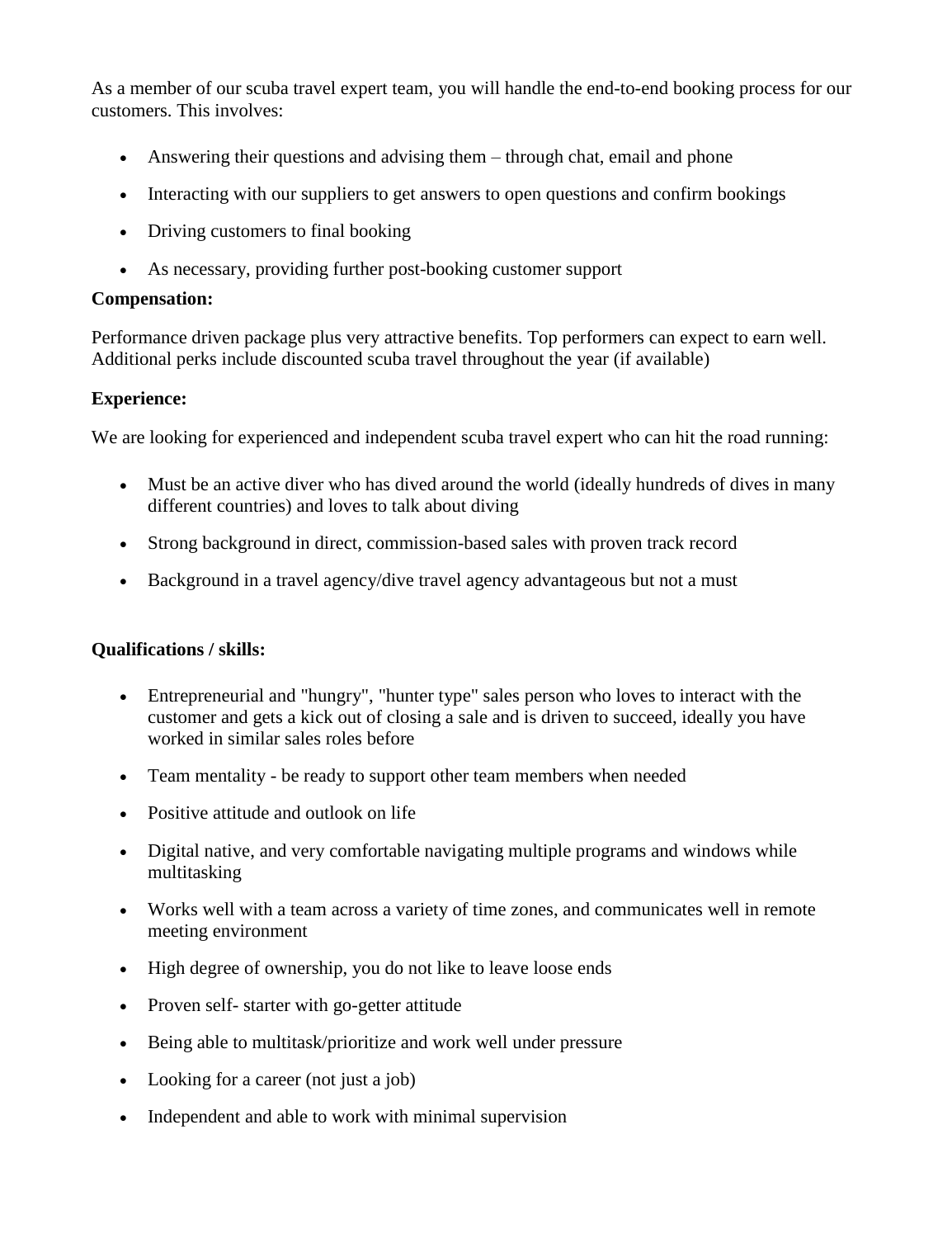As a member of our scuba travel expert team, you will handle the end-to-end booking process for our customers. This involves:

- Answering their questions and advising them – through chat, email and phone
- Interacting with our suppliers to get answers to open questions and confirm bookings
- Driving customers to final booking
- As necessary, providing further post-booking customer support

**Compensation:**

Performance driven package plus very attractive benefits. Top performers can expect to earn well. Additional perks include discounted scuba travel throughout the year (if available)

**Experience:**

We are looking for experienced and independent scuba travel expert who can hit the road running:

- Must be an active diver who has dived around the world (ideally hundreds of dives in many different countries) and loves to talk about diving
- Strong background in direct, commission-based sales with proven track record
- Background in a travel agency/dive travel agency advantageous but not a must

**Qualifications / skills:**

- Entrepreneurial and "hungry", "hunter type" sales person who loves to interact with the customer and gets a kick out of closing a sale and is driven to succeed, ideally you have worked in similar sales roles before
- Team mentality - be ready to support other team members when needed
- Positive attitude and outlook on life
- Digital native, and very comfortable navigating multiple programs and windows while multitasking
- Works well with a team across a variety of time zones, and communicates well in remote meeting environment
- High degree of ownership, you do not like to leave loose ends
- Proven self- starter with go-getter attitude
- Being able to multitask/prioritize and work well under pressure
- Looking for a career (not just a job)
- Independent and able to work with minimal supervision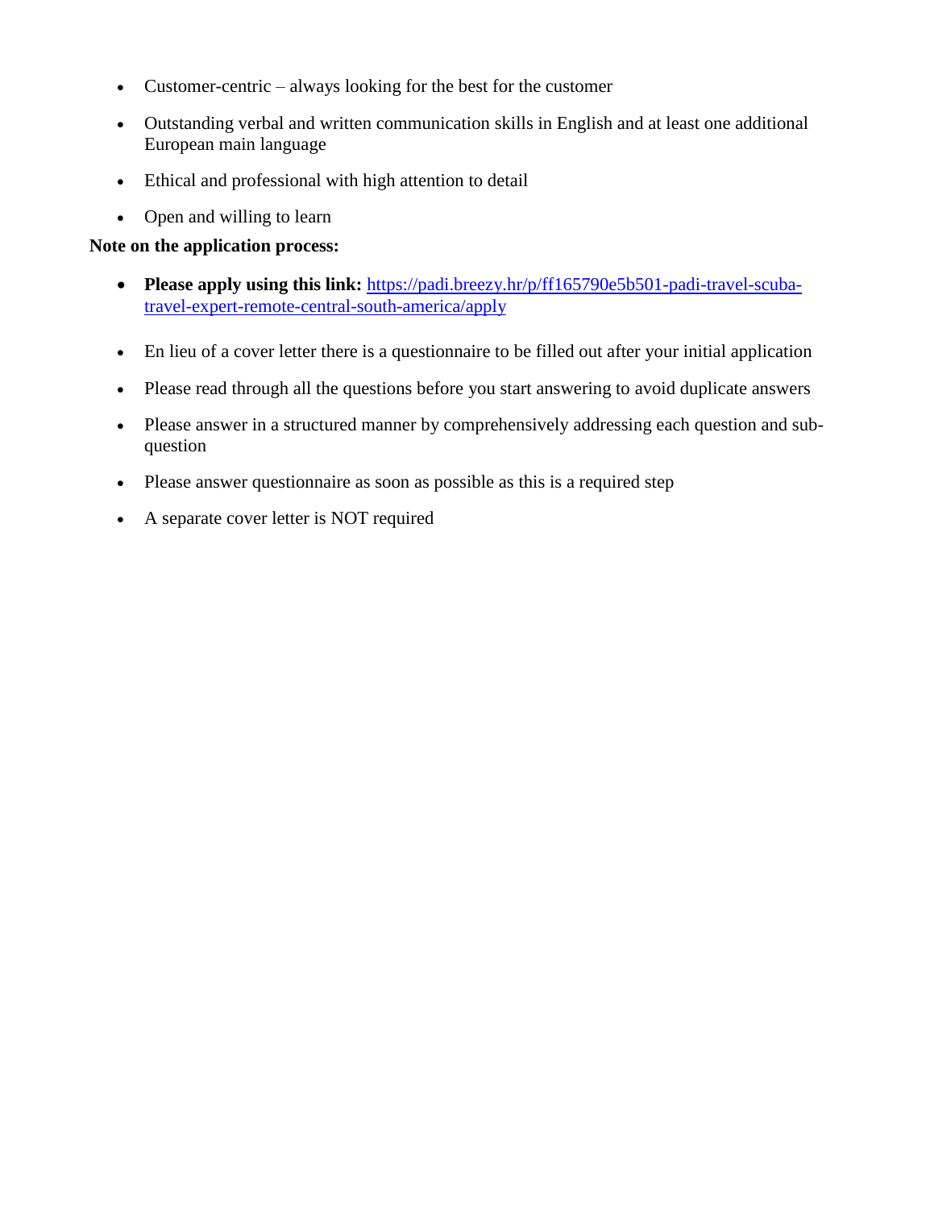- Customer-centric – always looking for the best for the customer
- Outstanding verbal and written communication skills in English and at least one additional European main language
- Ethical and professional with high attention to detail
- Open and willing to learn

**Note on the application process:**

- **Please apply using this link:** [https://padi.breezy.hr/p/ff165790e5b501-padi-travel-scuba-travel-expert-remote-central-south-america/apply](https://padi.breezy.hr/p/ff165790e5b501-padi-travel-scuba-travel-expert-remote-central-south-america/apply)
- En lieu of a cover letter there is a questionnaire to be filled out after your initial application
- Please read through all the questions before you start answering to avoid duplicate answers
- Please answer in a structured manner by comprehensively addressing each question and sub-question
- Please answer questionnaire as soon as possible as this is a required step
- A separate cover letter is NOT required